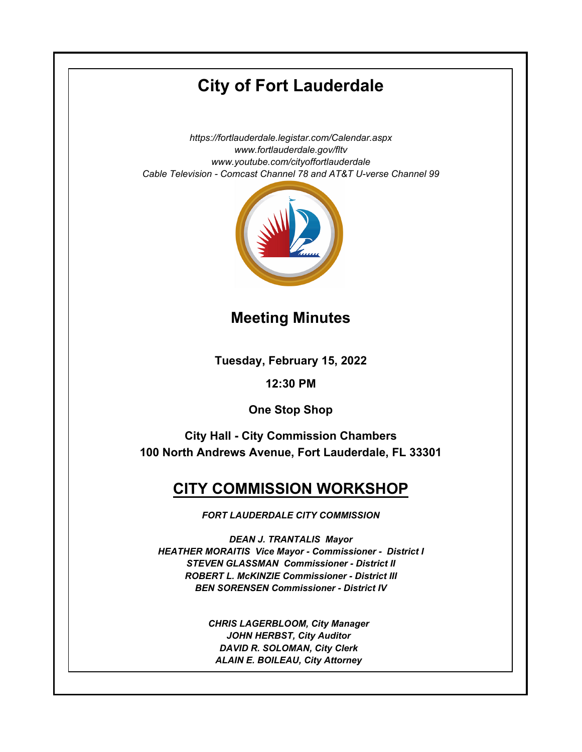# City of Fort Lauderdale

*https://fortlauderdale.legistar.com/Calendar.aspx*
*www.fortlauderdale.gov/fltv*
*www.youtube.com/cityoffortlauderdale*
*Cable Television - Comcast Channel 78 and AT&T U-verse Channel 99*

## Meeting Minutes

**Tuesday, February 15, 2022**

**12:30 PM**

**One Stop Shop**

**City Hall - City Commission Chambers**
**100 North Andrews Avenue, Fort Lauderdale, FL 33301**

## CITY COMMISSION WORKSHOP

***FORT LAUDERDALE CITY COMMISSION***

***DEAN J. TRANTALIS Mayor***
***HEATHER MORAITIS Vice Mayor - Commissioner - District I***
***STEVEN GLASSMAN Commissioner - District II***
***ROBERT L. McKINZIE Commissioner - District III***
***BEN SORENSEN Commissioner - District IV***

***CHRIS LAGERBLOOM, City Manager***
***JOHN HERBST, City Auditor***
***DAVID R. SOLOMAN, City Clerk***
***ALAIN E. BOILEAU, City Attorney***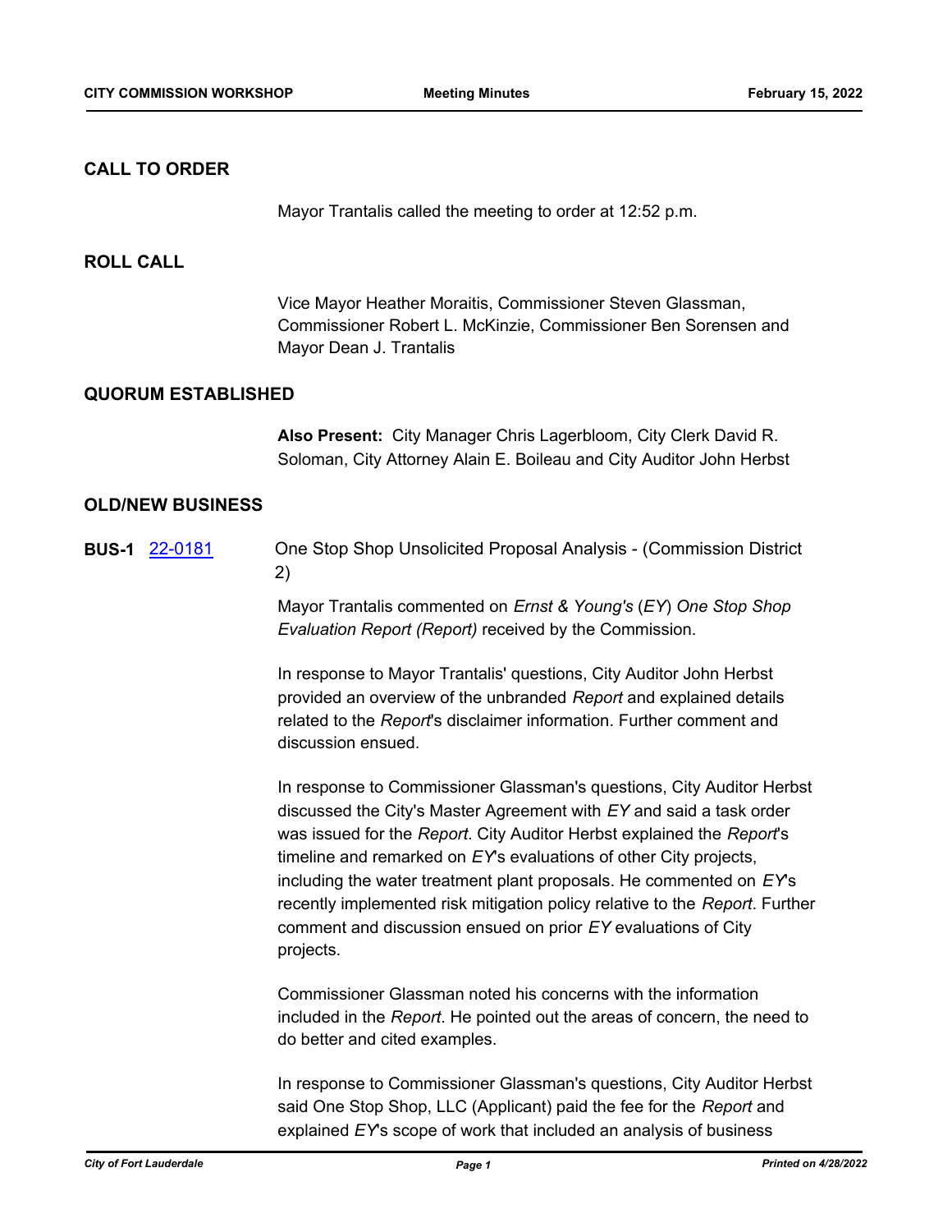## CALL TO ORDER

Mayor Trantalis called the meeting to order at 12:52 p.m.

## ROLL CALL

Vice Mayor Heather Moraitis, Commissioner Steven Glassman, Commissioner Robert L. McKinzie, Commissioner Ben Sorensen and Mayor Dean J. Trantalis

## QUORUM ESTABLISHED

**Also Present:** City Manager Chris Lagerbloom, City Clerk David R. Soloman, City Attorney Alain E. Boileau and City Auditor John Herbst

## OLD/NEW BUSINESS

**BUS-1** [22-0181] One Stop Shop Unsolicited Proposal Analysis - (Commission District 2)

Mayor Trantalis commented on *Ernst & Young's* (*EY*) *One Stop Shop Evaluation Report (Report)* received by the Commission.

In response to Mayor Trantalis' questions, City Auditor John Herbst provided an overview of the unbranded *Report* and explained details related to the *Report*'s disclaimer information. Further comment and discussion ensued.

In response to Commissioner Glassman's questions, City Auditor Herbst discussed the City's Master Agreement with *EY* and said a task order was issued for the *Report*. City Auditor Herbst explained the *Report*'s timeline and remarked on *EY*'s evaluations of other City projects, including the water treatment plant proposals. He commented on *EY*'s recently implemented risk mitigation policy relative to the *Report*. Further comment and discussion ensued on prior *EY* evaluations of City projects.

Commissioner Glassman noted his concerns with the information included in the *Report*. He pointed out the areas of concern, the need to do better and cited examples.

In response to Commissioner Glassman's questions, City Auditor Herbst said One Stop Shop, LLC (Applicant) paid the fee for the *Report* and explained *EY*'s scope of work that included an analysis of business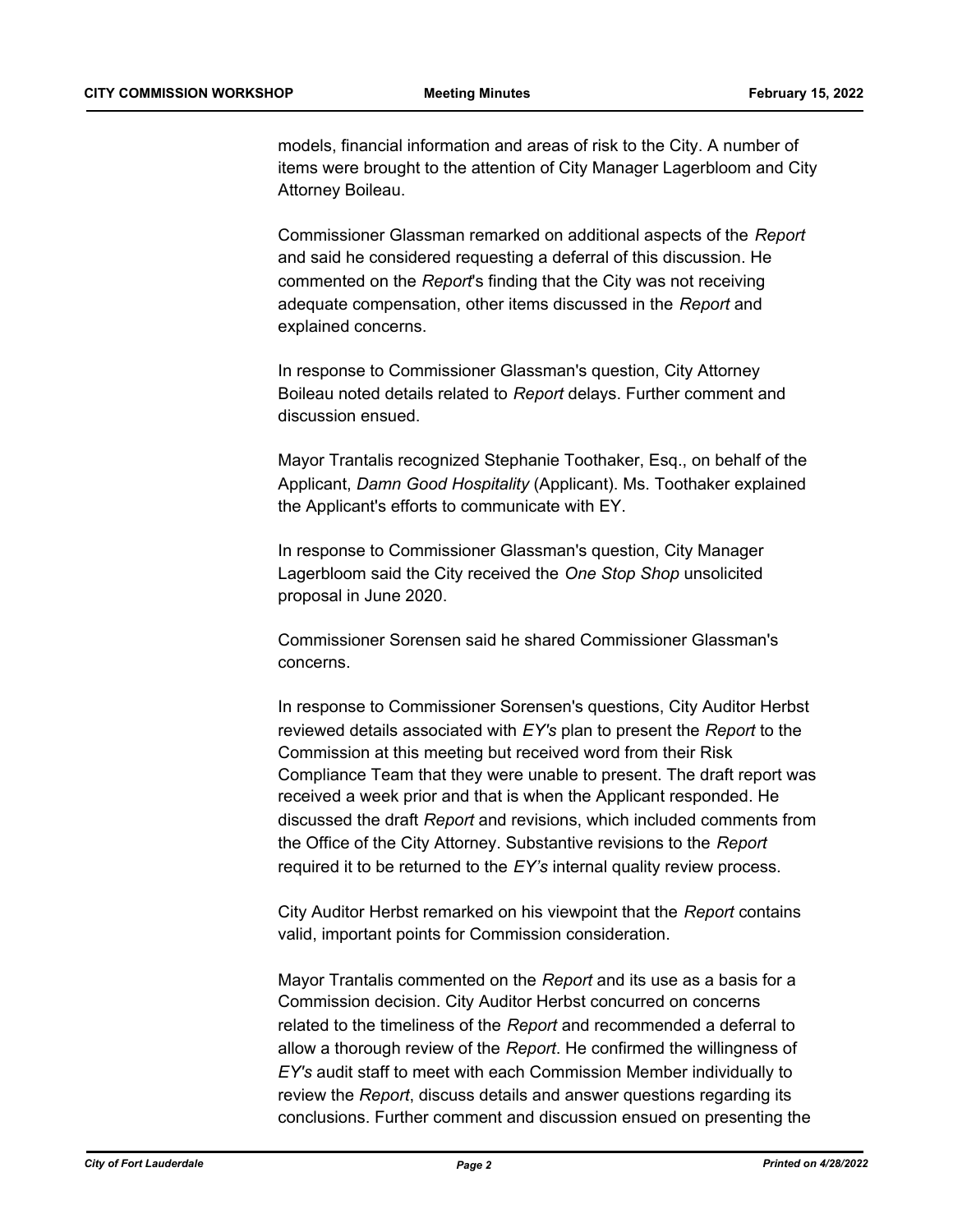models, financial information and areas of risk to the City. A number of items were brought to the attention of City Manager Lagerbloom and City Attorney Boileau.

Commissioner Glassman remarked on additional aspects of the *Report* and said he considered requesting a deferral of this discussion. He commented on the *Report*'s finding that the City was not receiving adequate compensation, other items discussed in the *Report* and explained concerns.

In response to Commissioner Glassman's question, City Attorney Boileau noted details related to *Report* delays. Further comment and discussion ensued.

Mayor Trantalis recognized Stephanie Toothaker, Esq., on behalf of the Applicant, *Damn Good Hospitality* (Applicant). Ms. Toothaker explained the Applicant's efforts to communicate with EY.

In response to Commissioner Glassman's question, City Manager Lagerbloom said the City received the *One Stop Shop* unsolicited proposal in June 2020.

Commissioner Sorensen said he shared Commissioner Glassman's concerns.

In response to Commissioner Sorensen's questions, City Auditor Herbst reviewed details associated with *EY's* plan to present the *Report* to the Commission at this meeting but received word from their Risk Compliance Team that they were unable to present. The draft report was received a week prior and that is when the Applicant responded. He discussed the draft *Report* and revisions, which included comments from the Office of the City Attorney. Substantive revisions to the *Report* required it to be returned to the *EY's* internal quality review process.

City Auditor Herbst remarked on his viewpoint that the *Report* contains valid, important points for Commission consideration.

Mayor Trantalis commented on the *Report* and its use as a basis for a Commission decision. City Auditor Herbst concurred on concerns related to the timeliness of the *Report* and recommended a deferral to allow a thorough review of the *Report*. He confirmed the willingness of *EY's* audit staff to meet with each Commission Member individually to review the *Report*, discuss details and answer questions regarding its conclusions. Further comment and discussion ensued on presenting the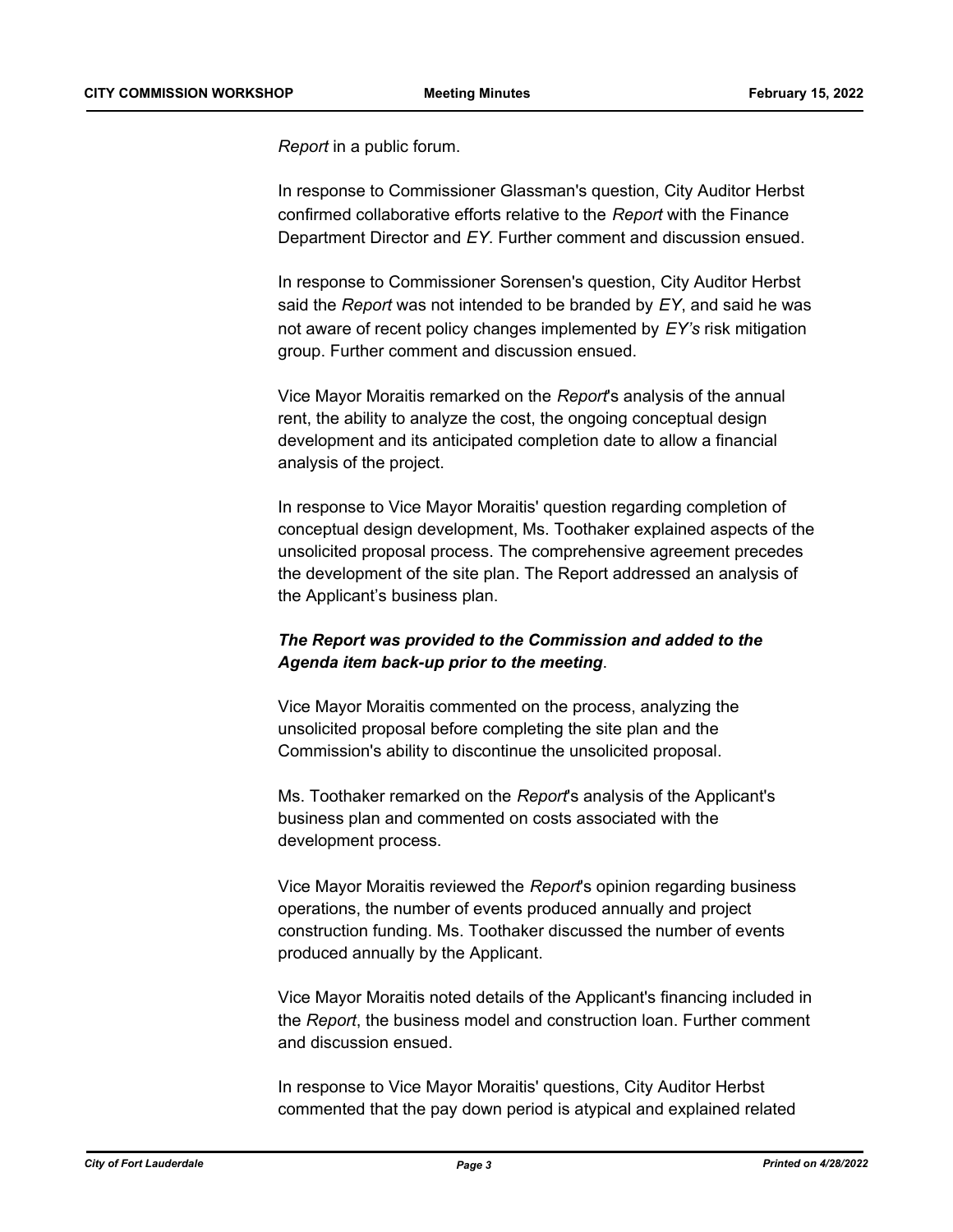*Report* in a public forum.

In response to Commissioner Glassman's question, City Auditor Herbst confirmed collaborative efforts relative to the *Report* with the Finance Department Director and *EY*. Further comment and discussion ensued.

In response to Commissioner Sorensen's question, City Auditor Herbst said the *Report* was not intended to be branded by *EY*, and said he was not aware of recent policy changes implemented by *EY's* risk mitigation group. Further comment and discussion ensued.

Vice Mayor Moraitis remarked on the *Report*'s analysis of the annual rent, the ability to analyze the cost, the ongoing conceptual design development and its anticipated completion date to allow a financial analysis of the project.

In response to Vice Mayor Moraitis' question regarding completion of conceptual design development, Ms. Toothaker explained aspects of the unsolicited proposal process. The comprehensive agreement precedes the development of the site plan. The Report addressed an analysis of the Applicant's business plan.

***The Report was provided to the Commission and added to the Agenda item back-up prior to the meeting*.**

Vice Mayor Moraitis commented on the process, analyzing the unsolicited proposal before completing the site plan and the Commission's ability to discontinue the unsolicited proposal.

Ms. Toothaker remarked on the *Report*'s analysis of the Applicant's business plan and commented on costs associated with the development process.

Vice Mayor Moraitis reviewed the *Report*'s opinion regarding business operations, the number of events produced annually and project construction funding. Ms. Toothaker discussed the number of events produced annually by the Applicant.

Vice Mayor Moraitis noted details of the Applicant's financing included in the *Report*, the business model and construction loan. Further comment and discussion ensued.

In response to Vice Mayor Moraitis' questions, City Auditor Herbst commented that the pay down period is atypical and explained related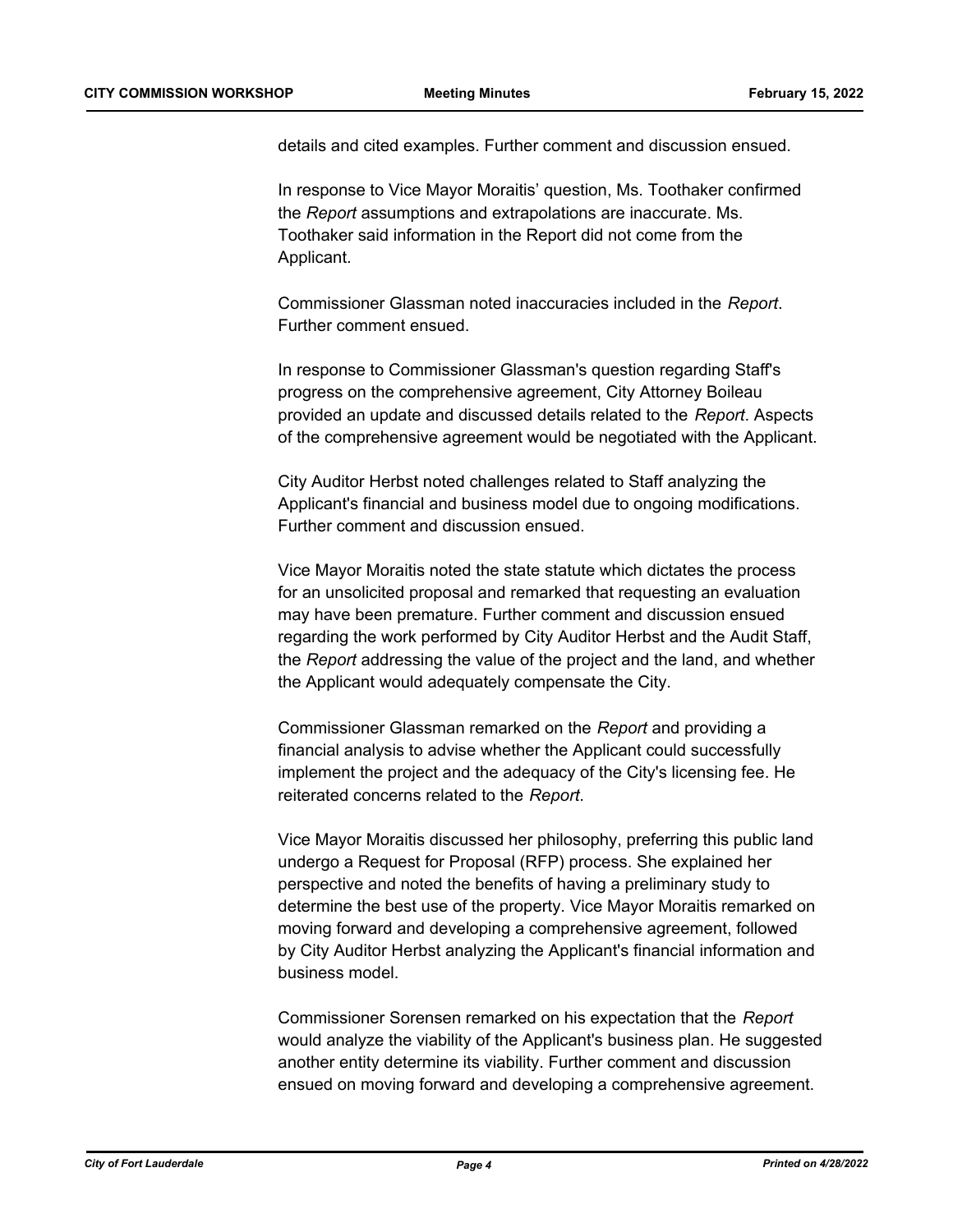details and cited examples. Further comment and discussion ensued.

In response to Vice Mayor Moraitis' question, Ms. Toothaker confirmed the *Report* assumptions and extrapolations are inaccurate. Ms. Toothaker said information in the Report did not come from the Applicant.

Commissioner Glassman noted inaccuracies included in the *Report*. Further comment ensued.

In response to Commissioner Glassman's question regarding Staff's progress on the comprehensive agreement, City Attorney Boileau provided an update and discussed details related to the *Report*. Aspects of the comprehensive agreement would be negotiated with the Applicant.

City Auditor Herbst noted challenges related to Staff analyzing the Applicant's financial and business model due to ongoing modifications. Further comment and discussion ensued.

Vice Mayor Moraitis noted the state statute which dictates the process for an unsolicited proposal and remarked that requesting an evaluation may have been premature. Further comment and discussion ensued regarding the work performed by City Auditor Herbst and the Audit Staff, the *Report* addressing the value of the project and the land, and whether the Applicant would adequately compensate the City.

Commissioner Glassman remarked on the *Report* and providing a financial analysis to advise whether the Applicant could successfully implement the project and the adequacy of the City's licensing fee. He reiterated concerns related to the *Report*.

Vice Mayor Moraitis discussed her philosophy, preferring this public land undergo a Request for Proposal (RFP) process. She explained her perspective and noted the benefits of having a preliminary study to determine the best use of the property. Vice Mayor Moraitis remarked on moving forward and developing a comprehensive agreement, followed by City Auditor Herbst analyzing the Applicant's financial information and business model.

Commissioner Sorensen remarked on his expectation that the *Report* would analyze the viability of the Applicant's business plan. He suggested another entity determine its viability. Further comment and discussion ensued on moving forward and developing a comprehensive agreement.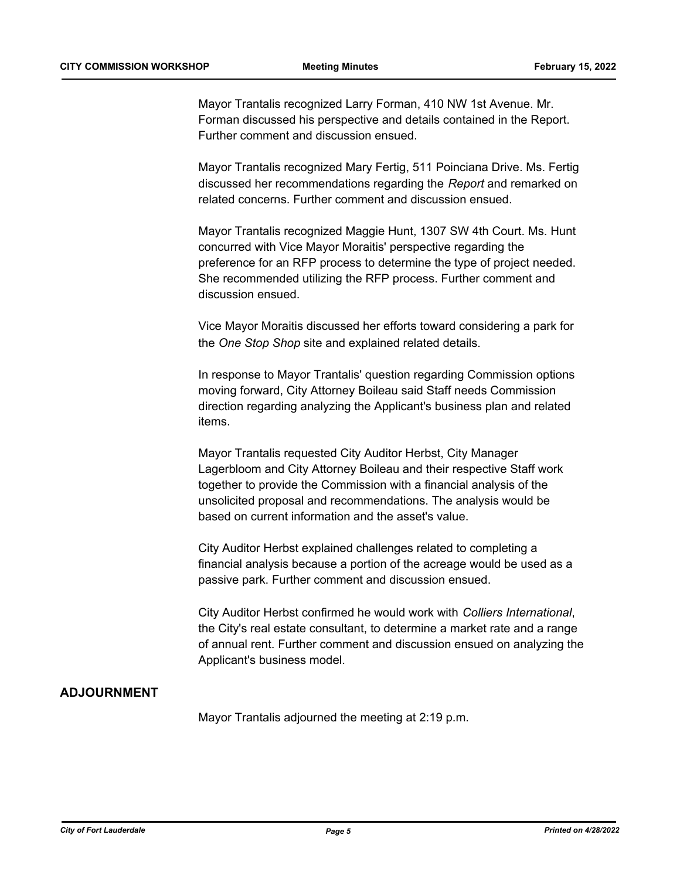Mayor Trantalis recognized Larry Forman, 410 NW 1st Avenue. Mr. Forman discussed his perspective and details contained in the Report. Further comment and discussion ensued.

Mayor Trantalis recognized Mary Fertig, 511 Poinciana Drive. Ms. Fertig discussed her recommendations regarding the *Report* and remarked on related concerns. Further comment and discussion ensued.

Mayor Trantalis recognized Maggie Hunt, 1307 SW 4th Court. Ms. Hunt concurred with Vice Mayor Moraitis' perspective regarding the preference for an RFP process to determine the type of project needed. She recommended utilizing the RFP process. Further comment and discussion ensued.

Vice Mayor Moraitis discussed her efforts toward considering a park for the *One Stop Shop* site and explained related details.

In response to Mayor Trantalis' question regarding Commission options moving forward, City Attorney Boileau said Staff needs Commission direction regarding analyzing the Applicant's business plan and related items.

Mayor Trantalis requested City Auditor Herbst, City Manager Lagerbloom and City Attorney Boileau and their respective Staff work together to provide the Commission with a financial analysis of the unsolicited proposal and recommendations. The analysis would be based on current information and the asset's value.

City Auditor Herbst explained challenges related to completing a financial analysis because a portion of the acreage would be used as a passive park. Further comment and discussion ensued.

City Auditor Herbst confirmed he would work with *Colliers International*, the City's real estate consultant, to determine a market rate and a range of annual rent. Further comment and discussion ensued on analyzing the Applicant's business model.

## ADJOURNMENT

Mayor Trantalis adjourned the meeting at 2:19 p.m.